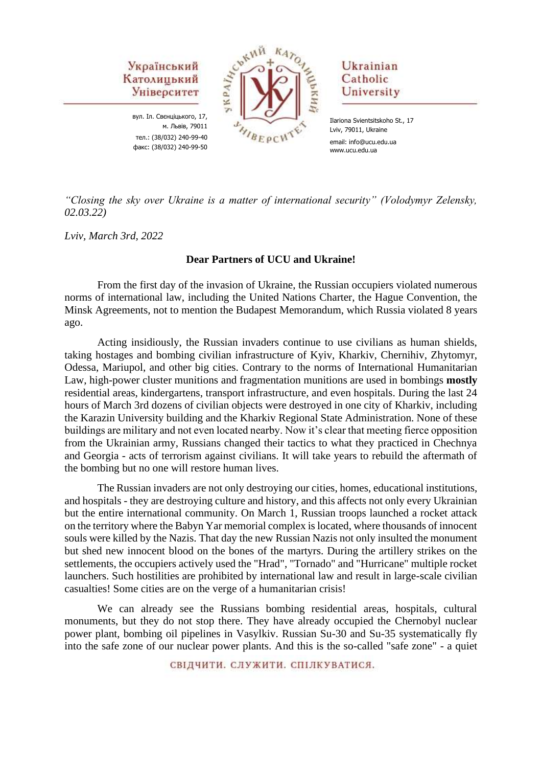Український Католицький Університет

вул. Іл. Свєнціцького, 17,
м. Львів, 79011
тел.: (38/032) 240-99-40
факс: (38/032) 240-99-50

Ukrainian Catholic University

Ilariona Svientsitskoho St., 17
Lviv, 79011, Ukraine
email: info@ucu.edu.ua
www.ucu.edu.ua

*"Closing the sky over Ukraine is a matter of international security" (Volodymyr Zelensky, 02.03.22)*

*Lviv, March 3rd, 2022*

**Dear Partners of UCU and Ukraine!**

From the first day of the invasion of Ukraine, the Russian occupiers violated numerous norms of international law, including the United Nations Charter, the Hague Convention, the Minsk Agreements, not to mention the Budapest Memorandum, which Russia violated 8 years ago.

Acting insidiously, the Russian invaders continue to use civilians as human shields, taking hostages and bombing civilian infrastructure of Kyiv, Kharkiv, Chernihiv, Zhytomyr, Odessa, Mariupol, and other big cities. Contrary to the norms of International Humanitarian Law, high-power cluster munitions and fragmentation munitions are used in bombings **mostly** residential areas, kindergartens, transport infrastructure, and even hospitals. During the last 24 hours of March 3rd dozens of civilian objects were destroyed in one city of Kharkiv, including the Karazin University building and the Kharkiv Regional State Administration. None of these buildings are military and not even located nearby. Now it's clear that meeting fierce opposition from the Ukrainian army, Russians changed their tactics to what they practiced in Chechnya and Georgia - acts of terrorism against civilians. It will take years to rebuild the aftermath of the bombing but no one will restore human lives.

The Russian invaders are not only destroying our cities, homes, educational institutions, and hospitals - they are destroying culture and history, and this affects not only every Ukrainian but the entire international community. On March 1, Russian troops launched a rocket attack on the territory where the Babyn Yar memorial complex is located, where thousands of innocent souls were killed by the Nazis. That day the new Russian Nazis not only insulted the monument but shed new innocent blood on the bones of the martyrs. During the artillery strikes on the settlements, the occupiers actively used the "Hrad", "Tornado" and "Hurricane" multiple rocket launchers. Such hostilities are prohibited by international law and result in large-scale civilian casualties! Some cities are on the verge of a humanitarian crisis!

We can already see the Russians bombing residential areas, hospitals, cultural monuments, but they do not stop there. They have already occupied the Chernobyl nuclear power plant, bombing oil pipelines in Vasylkiv. Russian Su-30 and Su-35 systematically fly into the safe zone of our nuclear power plants. And this is the so-called "safe zone" - a quiet

СВІДЧИТИ. СЛУЖИТИ. СПІЛКУВАТИСЯ.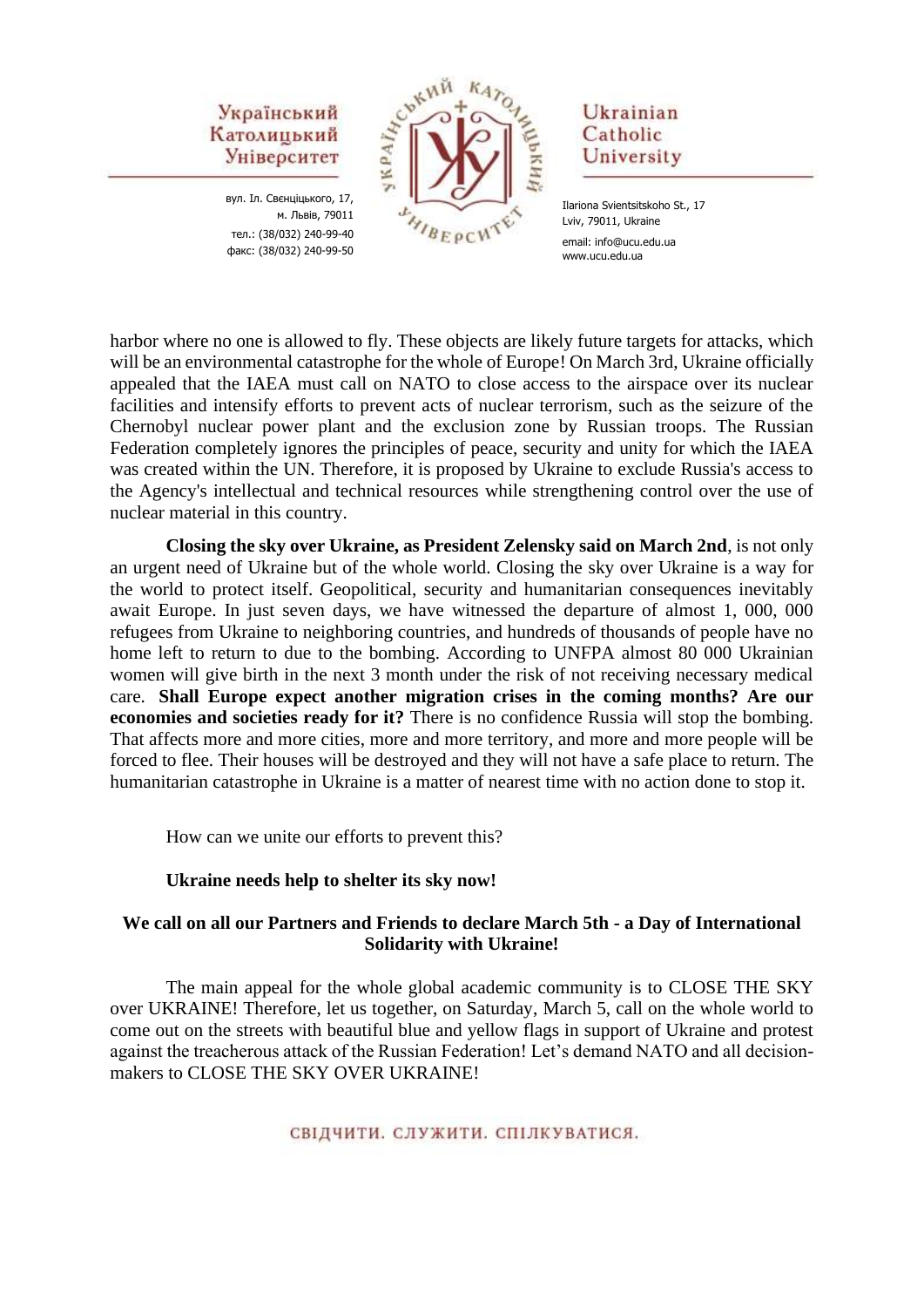harbor where no one is allowed to fly. These objects are likely future targets for attacks, which will be an environmental catastrophe for the whole of Europe! On March 3rd, Ukraine officially appealed that the IAEA must call on NATO to close access to the airspace over its nuclear facilities and intensify efforts to prevent acts of nuclear terrorism, such as the seizure of the Chernobyl nuclear power plant and the exclusion zone by Russian troops. The Russian Federation completely ignores the principles of peace, security and unity for which the IAEA was created within the UN. Therefore, it is proposed by Ukraine to exclude Russia's access to the Agency's intellectual and technical resources while strengthening control over the use of nuclear material in this country.

**Closing the sky over Ukraine, as President Zelensky said on March 2nd**, is not only an urgent need of Ukraine but of the whole world. Closing the sky over Ukraine is a way for the world to protect itself. Geopolitical, security and humanitarian consequences inevitably await Europe. In just seven days, we have witnessed the departure of almost 1, 000, 000 refugees from Ukraine to neighboring countries, and hundreds of thousands of people have no home left to return to due to the bombing. According to UNFPA almost 80 000 Ukrainian women will give birth in the next 3 month under the risk of not receiving necessary medical care. **Shall Europe expect another migration crises in the coming months? Are our economies and societies ready for it?** There is no confidence Russia will stop the bombing. That affects more and more cities, more and more territory, and more and more people will be forced to flee. Their houses will be destroyed and they will not have a safe place to return. The humanitarian catastrophe in Ukraine is a matter of nearest time with no action done to stop it.

How can we unite our efforts to prevent this?

**Ukraine needs help to shelter its sky now!**

**We call on all our Partners and Friends to declare March 5th - a Day of International Solidarity with Ukraine!**

The main appeal for the whole global academic community is to CLOSE THE SKY over UKRAINE! Therefore, let us together, on Saturday, March 5, call on the whole world to come out on the streets with beautiful blue and yellow flags in support of Ukraine and protest against the treacherous attack of the Russian Federation! Let's demand NATO and all decision-makers to CLOSE THE SKY OVER UKRAINE!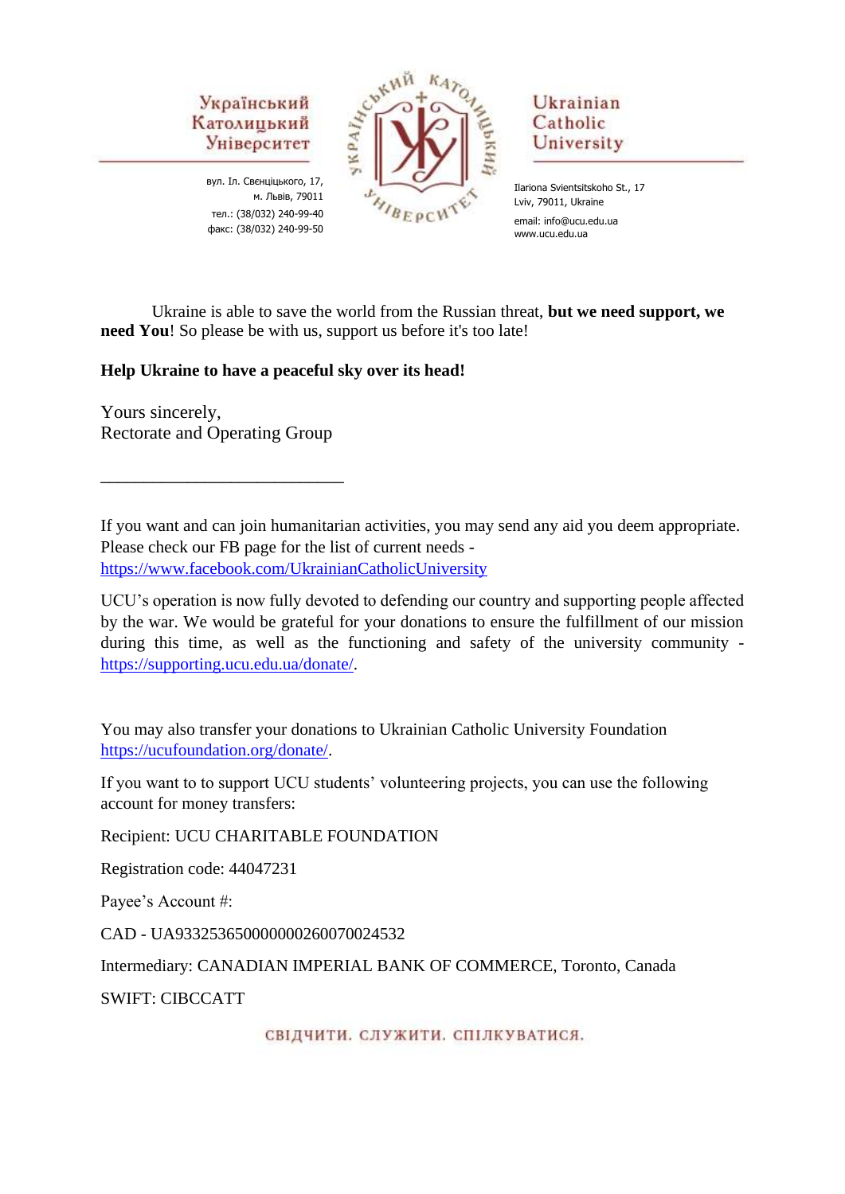Український Католицький Університет

вул. Іл. Свєнціцького, 17,
м. Львів, 79011
тел.: (38/032) 240-99-40
факс: (38/032) 240-99-50

Ukrainian Catholic University

Ilariona Svientsitskoho St., 17
Lviv, 79011, Ukraine
email: info@ucu.edu.ua
www.ucu.edu.ua

Ukraine is able to save the world from the Russian threat, **but we need support, we need You**! So please be with us, support us before it's too late!

**Help Ukraine to have a peaceful sky over its head!**

Yours sincerely,
Rectorate and Operating Group

---

If you want and can join humanitarian activities, you may send any aid you deem appropriate. Please check our FB page for the list of current needs - https://www.facebook.com/UkrainianCatholicUniversity

UCU's operation is now fully devoted to defending our country and supporting people affected by the war. We would be grateful for your donations to ensure the fulfillment of our mission during this time, as well as the functioning and safety of the university community - https://supporting.ucu.edu.ua/donate/.

You may also transfer your donations to Ukrainian Catholic University Foundation https://ucufoundation.org/donate/.

If you want to to support UCU students' volunteering projects, you can use the following account for money transfers:

Recipient: UCU CHARITABLE FOUNDATION

Registration code: 44047231

Payee's Account #:

CAD - UA933253650000000260070024532

Intermediary: CANADIAN IMPERIAL BANK OF COMMERCE, Toronto, Canada

SWIFT: CIBCCATT

СВІДЧИТИ. СЛУЖИТИ. СПІЛКУВАТИСЯ.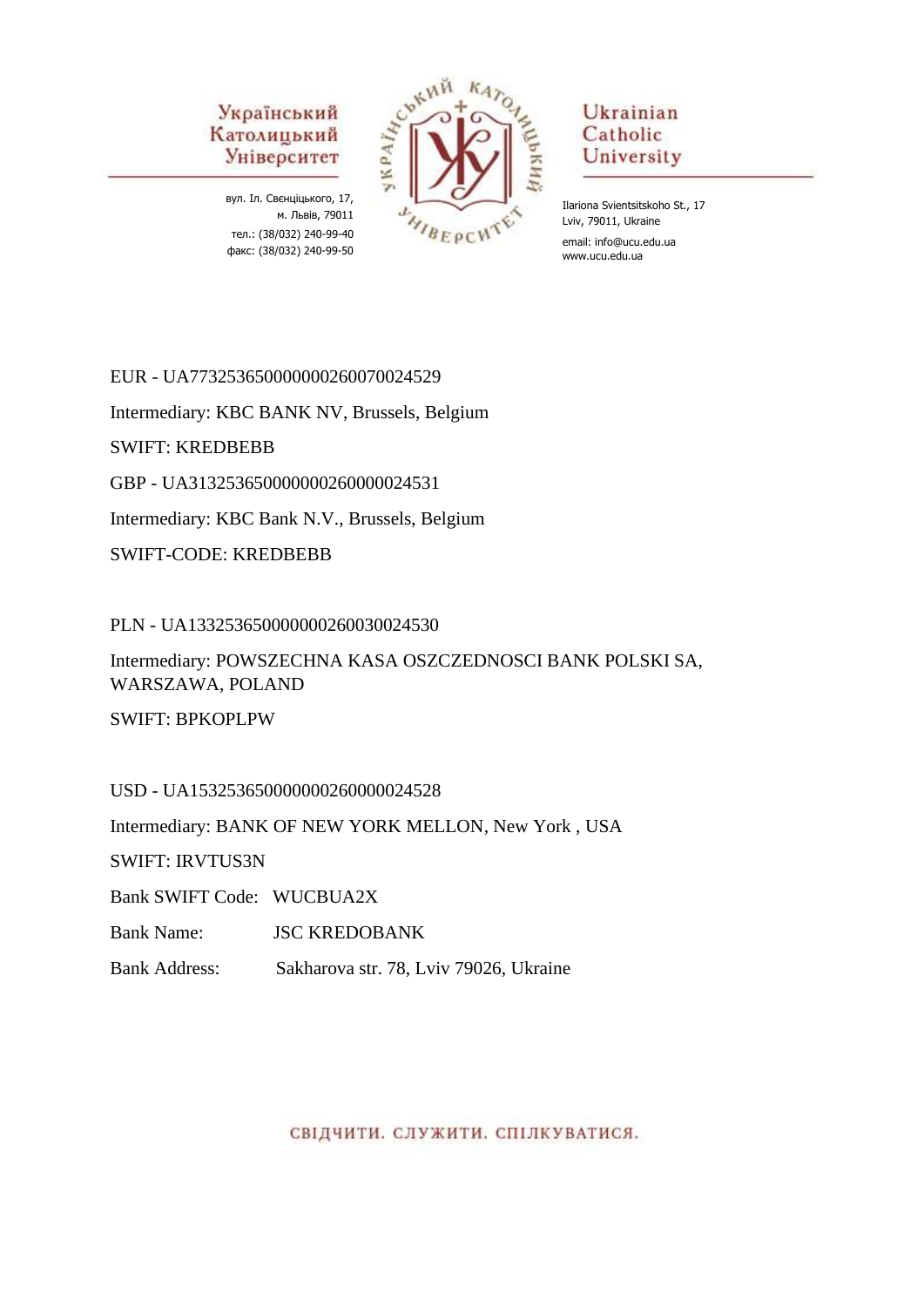Український Католицький Університет

вул. Іл. Свєнціцького, 17,
м. Львів, 79011
тел.: (38/032) 240-99-40
факс: (38/032) 240-99-50

Ukrainian Catholic University

Ilariona Svientsitskoho St., 17
Lviv, 79011, Ukraine
email: info@ucu.edu.ua
www.ucu.edu.ua

EUR - UA773253650000000260070024529

Intermediary: KBC BANK NV, Brussels, Belgium

SWIFT: KREDBEBB

GBP - UA313253650000000260000024531

Intermediary: KBC Bank N.V., Brussels, Belgium

SWIFT-CODE: KREDBEBB

PLN - UA133253650000000260030024530

Intermediary: POWSZECHNA KASA OSZCZEDNOSCI BANK POLSKI SA, WARSZAWA, POLAND

SWIFT: BPKOPLPW

USD - UA153253650000000260000024528

Intermediary: BANK OF NEW YORK MELLON, New York , USA

SWIFT: IRVTUS3N

Bank SWIFT Code: WUCBUA2X

Bank Name: JSC KREDOBANK

Bank Address: Sakharova str. 78, Lviv 79026, Ukraine

СВІДЧИТИ. СЛУЖИТИ. СПІЛКУВАТИСЯ.